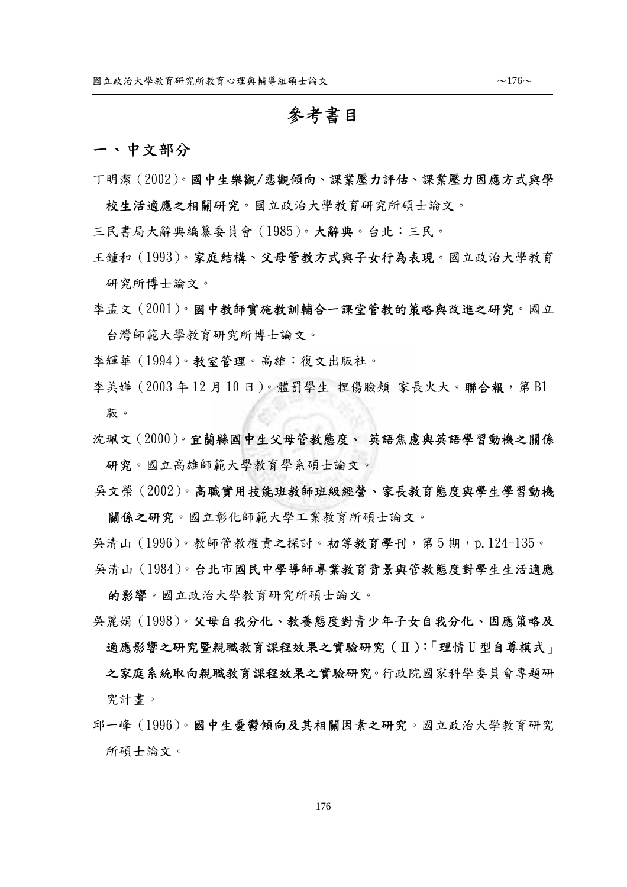# 參考書目

## 一、中文部分

丁明潔（2002）。**國中生樂觀/悲觀傾向、課業壓力評估、課業壓力因應方式與學校生活適應之相關研究**。國立政治大學教育研究所碩士論文。

三民書局大辭典編纂委員會（1985）。**大辭典**。台北：三民。

王鍾和（1993）。**家庭結構、父母管教方式與子女行為表現**。國立政治大學教育研究所博士論文。

李孟文（2001）。**國中教師實施教訓輔合一課堂管教的策略與改進之研究**。國立台灣師範大學教育研究所博士論文。

李輝華（1994）。**教室管理**。高雄：復文出版社。

李美嬅（2003 年 12 月 10 日）。體罰學生 捏傷臉頰 家長火大。**聯合報**，第 B1 版。

沈珮文（2000）。**宜蘭縣國中生父母管教態度、 英語焦慮與英語學習動機之關係研究**。國立高雄師範大學教育學系碩士論文。

吳文榮（2002）。**高職實用技能班教師班級經營、家長教育態度與學生學習動機關係之研究**。國立彰化師範大學工業教育所碩士論文。

吳清山（1996）。教師管教權責之探討。**初等教育學刊**，第 5 期，p.124-135。

吳清山（1984）。**台北市國民中學導師專業教育背景與管教態度對學生生活適應的影響**。國立政治大學教育研究所碩士論文。

吳麗娟（1998）。**父母自我分化、教養態度對青少年子女自我分化、因應策略及適應影響之研究暨親職教育課程效果之實驗研究（Ⅱ）:「理情 U 型自尊模式」之家庭系統取向親職教育課程效果之實驗研究**。行政院國家科學委員會專題研究計畫。

邱一峰（1996）。**國中生憂鬱傾向及其相關因素之研究**。國立政治大學教育研究所碩士論文。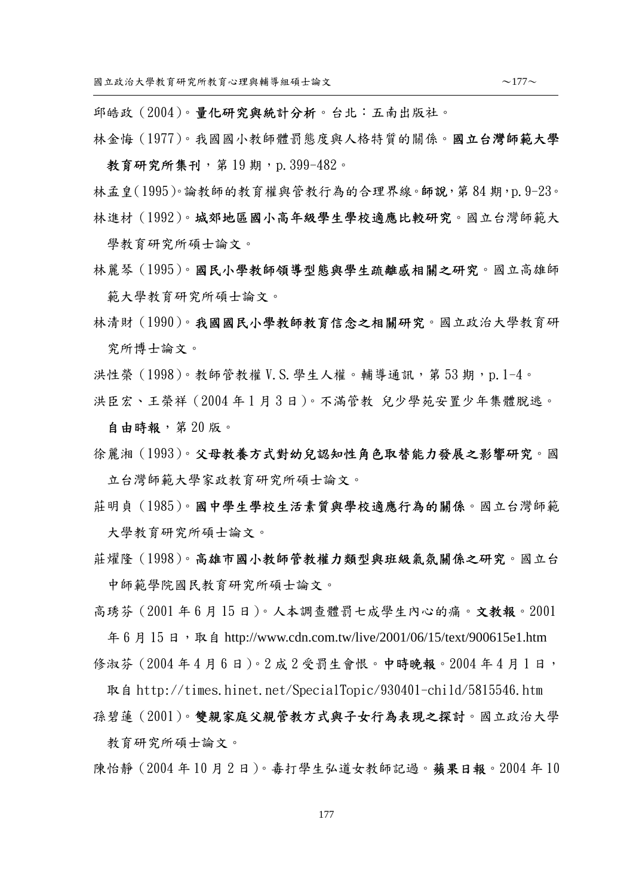邱皓政（2004）。**量化研究與統計分析**。台北：五南出版社。

林金悔（1977）。我國國小教師體罰態度與人格特質的關係。**國立台灣師範大學教育研究所集刊**，第 19 期，p. 399-482。

林孟皇(1995)。論教師的教育權與管教行為的合理界線。**師說**，第 84 期，p. 9-23。

林進材（1992）。**城郊地區國小高年級學生學校適應比較研究**。國立台灣師範大學教育研究所碩士論文。

林麗琴（1995）。**國民小學教師領導型態與學生疏離感相關之研究**。國立高雄師範大學教育研究所碩士論文。

林清財（1990）。**我國國民小學教師教育信念之相關研究**。國立政治大學教育研究所博士論文。

洪性榮（1998）。教師管教權 V.S. 學生人權。輔導通訊，第 53 期，p. 1-4。

洪臣宏、王榮祥（2004 年 1 月 3 日）。不滿管教 兒少學苑安置少年集體脫逃。**自由時報**，第 20 版。

徐麗湘（1993）。**父母教養方式對幼兒認知性角色取替能力發展之影響研究**。國立台灣師範大學家政教育研究所碩士論文。

莊明貞（1985）。**國中學生學校生活素質與學校適應行為的關係**。國立台灣師範大學教育研究所碩士論文。

莊耀隆（1998）。**高雄市國小教師管教權力類型與班級氣氛關係之研究**。國立台中師範學院國民教育研究所碩士論文。

高琇芬（2001 年 6 月 15 日）。人本調查體罰七成學生內心的痛。**文教報**。2001 年 6 月 15 日，取自 http://www.cdn.com.tw/live/2001/06/15/text/900615e1.htm

修淑芬（2004 年 4 月 6 日）。2 成 2 受罰生會恨。**中時晚報**。2004 年 4 月 1 日，取自 http://times.hinet.net/SpecialTopic/930401-child/5815546.htm

孫碧蓮（2001）。**雙親家庭父親管教方式與子女行為表現之探討**。國立政治大學教育研究所碩士論文。

陳怡靜（2004 年 10 月 2 日）。毒打學生弘道女教師記過。**蘋果日報**。2004 年 10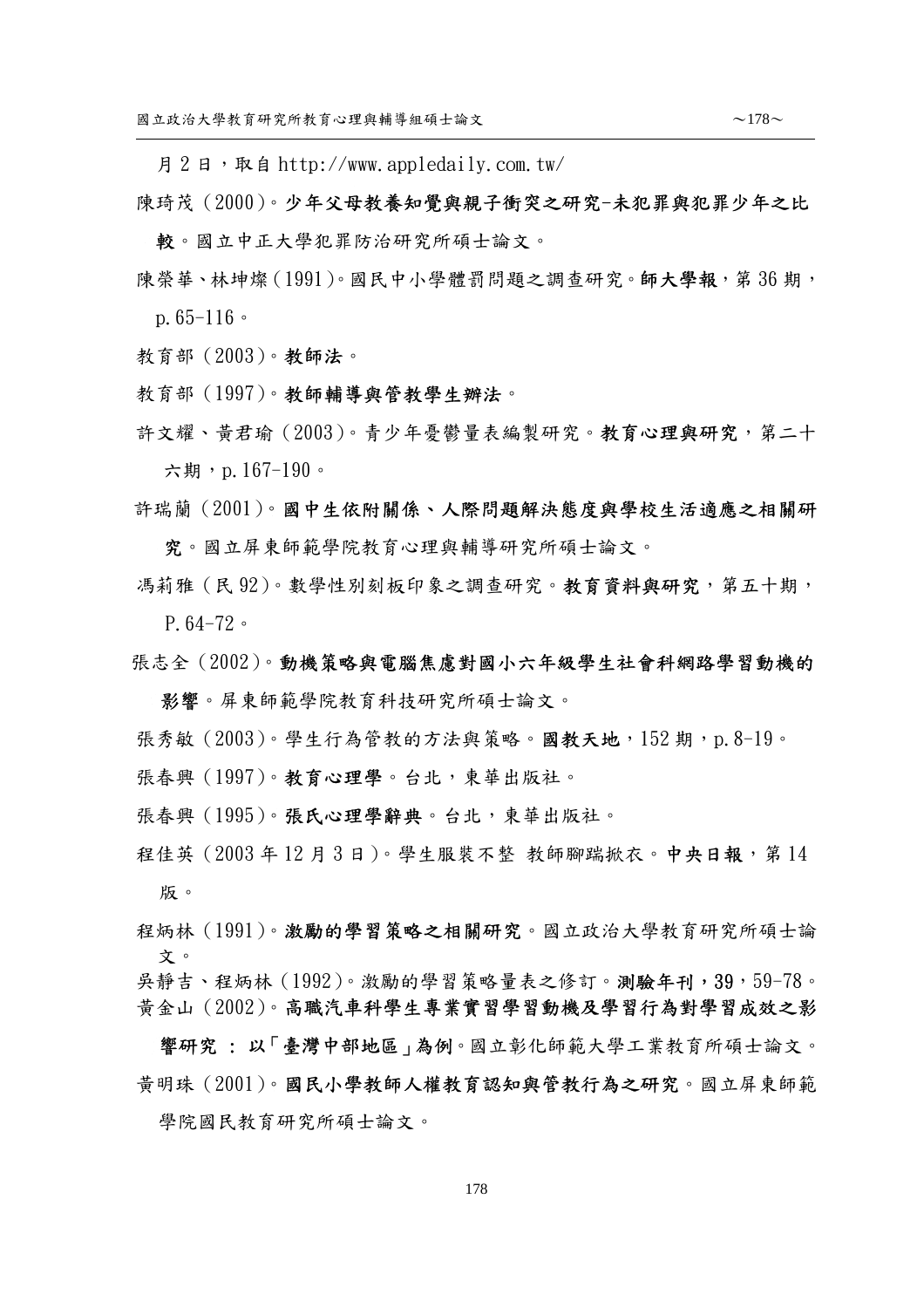月 2 日，取自 http://www.appledaily.com.tw/

陳琦茂（2000）。**少年父母教養知覺與親子衝突之研究-未犯罪與犯罪少年之比較**。國立中正大學犯罪防治研究所碩士論文。

陳榮華、林坤燦（1991）。國民中小學體罰問題之調查研究。**師大學報**，第 36 期，p.65-116。

教育部（2003）。**教師法**。

教育部（1997）。**教師輔導與管教學生辦法**。

許文耀、黃君瑜（2003）。青少年憂鬱量表編製研究。**教育心理與研究**，第二十六期，p.167-190。

許瑞蘭（2001）。**國中生依附關係、人際問題解決態度與學校生活適應之相關研究**。國立屏東師範學院教育心理與輔導研究所碩士論文。

馮莉雅（民 92）。數學性別刻板印象之調查研究。**教育資料與研究**，第五十期，P.64-72。

張志全（2002）。**動機策略與電腦焦慮對國小六年級學生社會科網路學習動機的影響**。屏東師範學院教育科技研究所碩士論文。

張秀敏（2003）。學生行為管教的方法與策略。**國教天地**，152 期，p.8-19。

張春興（1997）。**教育心理學**。台北，東華出版社。

張春興（1995）。**張氏心理學辭典**。台北，東華出版社。

程佳英（2003 年 12 月 3 日）。學生服裝不整 教師腳踹掀衣。**中央日報**，第 14 版。

程炳林（1991）。**激勵的學習策略之相關研究**。國立政治大學教育研究所碩士論文。

吳靜吉、程炳林（1992）。激勵的學習策略量表之修訂。**測驗年刊**，**39**，59-78。

黃金山（2002）。**高職汽車科學生專業實習學習動機及學習行為對學習成效之影響研究 ： 以「臺灣中部地區」為例**。國立彰化師範大學工業教育所碩士論文。

黃明珠（2001）。**國民小學教師人權教育認知與管教行為之研究**。國立屏東師範學院國民教育研究所碩士論文。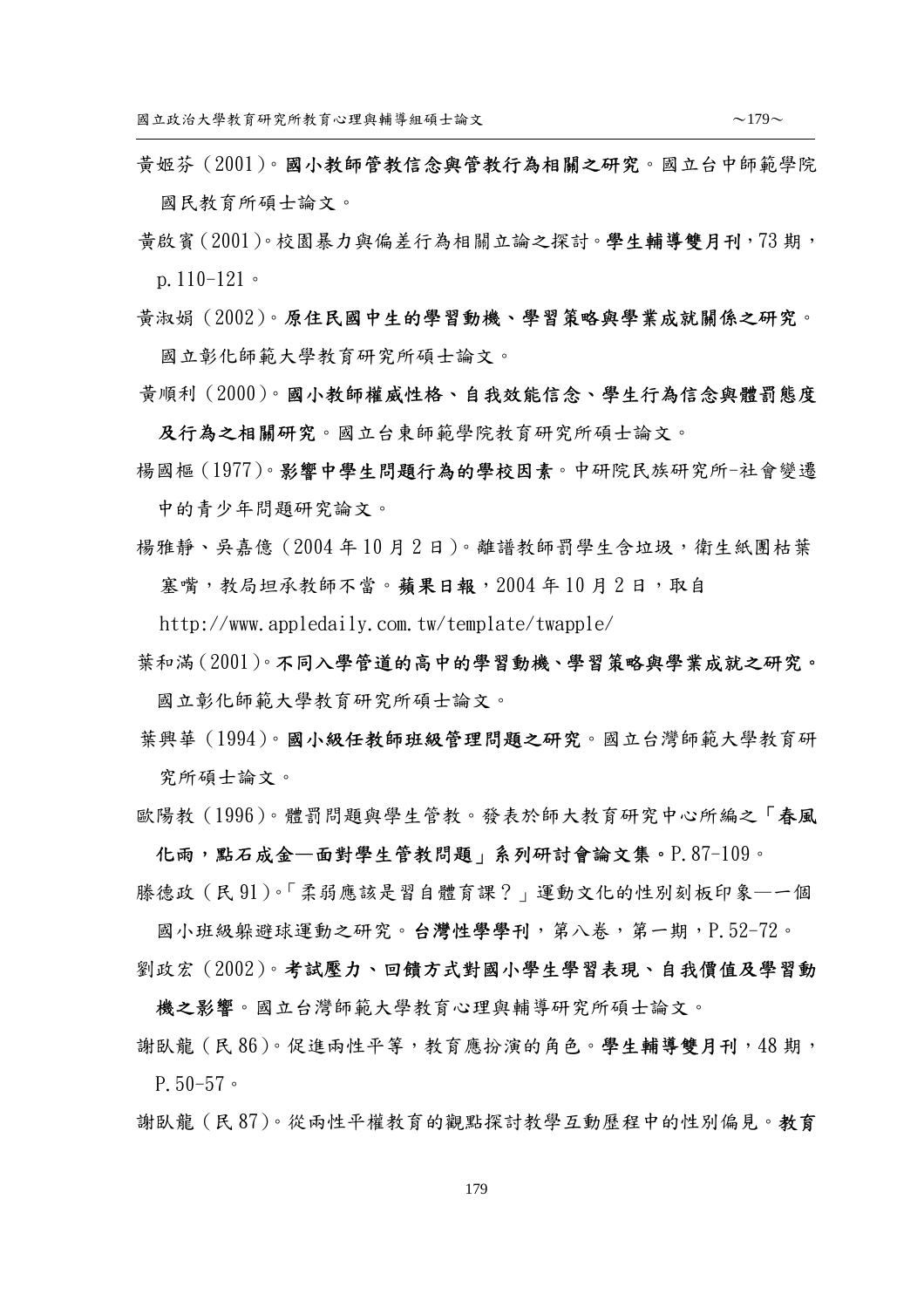黃姬芬（2001）。**國小教師管教信念與管教行為相關之研究**。國立台中師範學院國民教育所碩士論文。

黃啟賓（2001）。校園暴力與偏差行為相關立論之探討。**學生輔導雙月刊**，73 期，p.110-121。

黃淑娟（2002）。**原住民國中生的學習動機、學習策略與學業成就關係之研究**。國立彰化師範大學教育研究所碩士論文。

黃順利（2000）。**國小教師權威性格、自我效能信念、學生行為信念與體罰態度及行為之相關研究**。國立台東師範學院教育研究所碩士論文。

楊國樞（1977）。**影響中學生問題行為的學校因素**。中研院民族研究所-社會變遷中的青少年問題研究論文。

楊雅靜、吳嘉億（2004 年 10 月 2 日）。離譜教師罰學生含垃圾，衛生紙團枯葉塞嘴，教局坦承教師不當。**蘋果日報**，2004 年 10 月 2 日，取自 http://www.appledaily.com.tw/template/twapple/

葉和滿（2001）。**不同入學管道的高中的學習動機、學習策略與學業成就之研究**。國立彰化師範大學教育研究所碩士論文。

葉興華（1994）。**國小級任教師班級管理問題之研究**。國立台灣師範大學教育研究所碩士論文。

歐陽教（1996）。體罰問題與學生管教。發表於師大教育研究中心所編之**「春風化雨，點石成金—面對學生管教問題」系列研討會論文集**。P.87-109。

滕德政（民 91）。「柔弱應該是習自體育課？」運動文化的性別刻板印象—一個國小班級躲避球運動之研究。**台灣性學學刊**，第八卷，第一期，P.52-72。

劉政宏（2002）。**考試壓力、回饋方式對國小學生學習表現、自我價值及學習動機之影響**。國立台灣師範大學教育心理與輔導研究所碩士論文。

謝臥龍（民 86）。促進兩性平等，教育應扮演的角色。**學生輔導雙月刊**，48 期，P.50-57。

謝臥龍（民 87）。從兩性平權教育的觀點探討教學互動歷程中的性別偏見。**教育**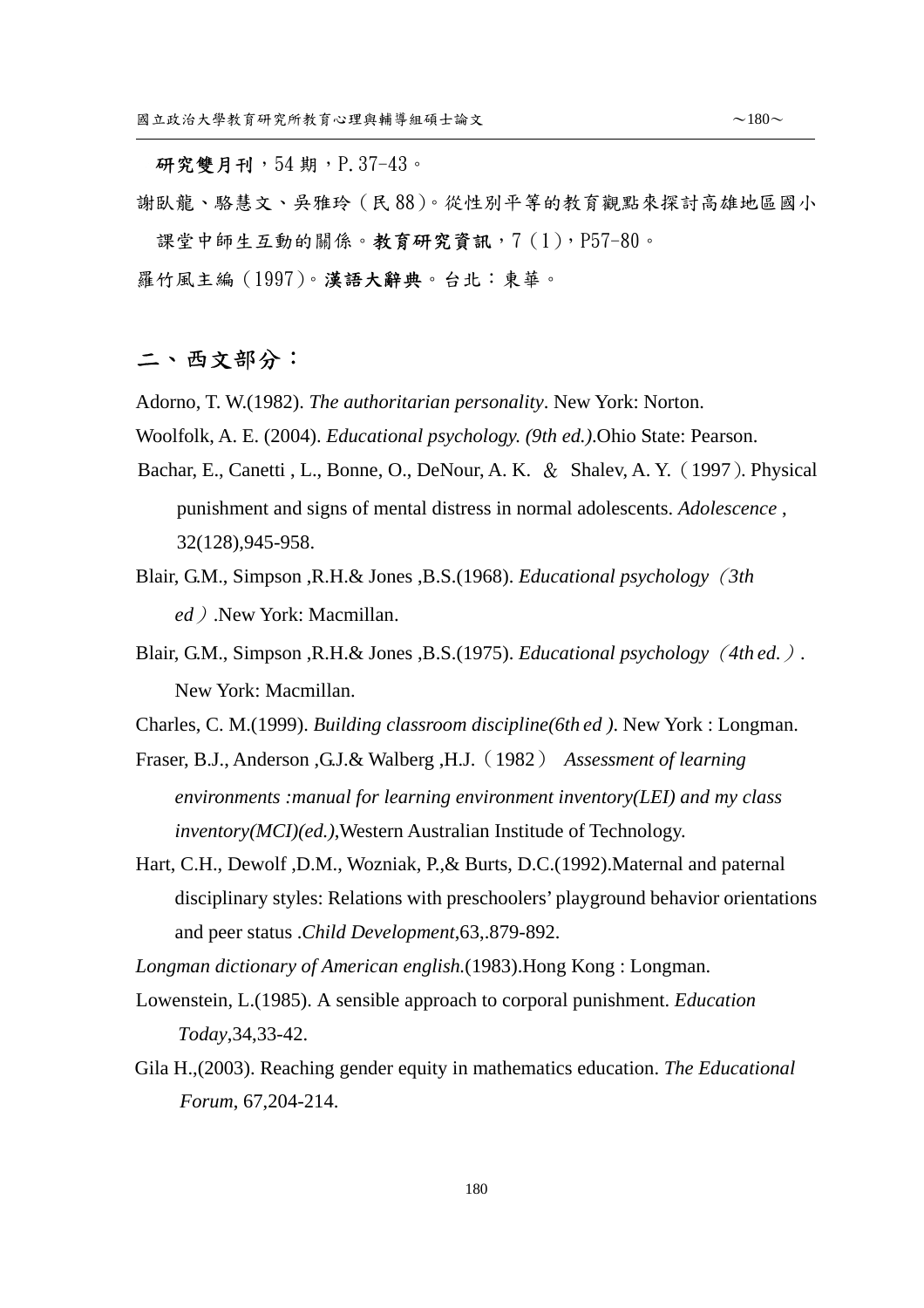**研究雙月刊**，54 期，P. 37-43。

謝臥龍、駱慧文、吳雅玲（民 88）。從性別平等的教育觀點來探討高雄地區國小課堂中師生互動的關係。**教育研究資訊**，7（1），P57-80。

羅竹風主編（1997）。**漢語大辭典**。台北：東華。

## 二、西文部分：

Adorno, T. W.(1982). *The authoritarian personality*. New York: Norton.

Woolfolk, A. E. (2004). *Educational psychology. (9th ed.)*.Ohio State: Pearson.

Bachar, E., Canetti , L., Bonne, O., DeNour, A. K. ＆ Shalev, A. Y.（1997）. Physical punishment and signs of mental distress in normal adolescents. *Adolescence* , 32(128),945-958.

Blair, G.M., Simpson ,R.H.& Jones ,B.S.(1968). *Educational psychology（3th ed）*.New York: Macmillan.

Blair, G.M., Simpson ,R.H.& Jones ,B.S.(1975). *Educational psychology（4th ed.）*. New York: Macmillan.

Charles, C. M.(1999). *Building classroom discipline(6th ed )*. New York : Longman.

Fraser, B.J., Anderson ,G.J.& Walberg ,H.J.（1982） *Assessment of learning environments :manual for learning environment inventory(LEI) and my class inventory(MCI)(ed.)*,Western Australian Institude of Technology.

Hart, C.H., Dewolf ,D.M., Wozniak, P.,& Burts, D.C.(1992).Maternal and paternal disciplinary styles: Relations with preschoolers' playground behavior orientations and peer status .*Child Development*,63,.879-892.

*Longman dictionary of American english.*(1983).Hong Kong : Longman.

Lowenstein, L.(1985). A sensible approach to corporal punishment. *Education Today*,34,33-42.

Gila H.,(2003). Reaching gender equity in mathematics education. *The Educational Forum*, 67,204-214.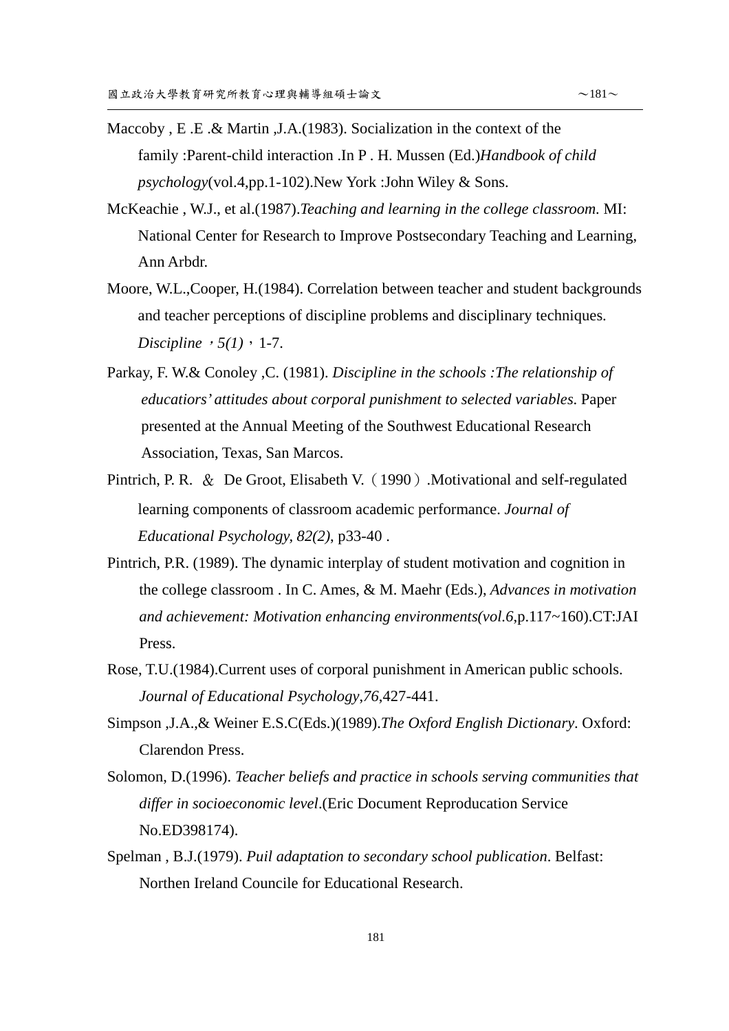Maccoby , E .E .& Martin ,J.A.(1983). Socialization in the context of the family :Parent-child interaction .In P . H. Mussen (Ed.)*Handbook of child psychology*(vol.4,pp.1-102).New York :John Wiley & Sons.

McKeachie , W.J., et al.(1987).*Teaching and learning in the college classroom*. MI: National Center for Research to Improve Postsecondary Teaching and Learning, Ann Arbdr.

Moore, W.L.,Cooper, H.(1984). Correlation between teacher and student backgrounds and teacher perceptions of discipline problems and disciplinary techniques. *Discipline，5(1)*，1-7.

Parkay, F. W.& Conoley ,C. (1981). *Discipline in the schools :The relationship of educatiors' attitudes about corporal punishment to selected variables*. Paper presented at the Annual Meeting of the Southwest Educational Research Association, Texas, San Marcos.

Pintrich, P. R. ＆ De Groot, Elisabeth V.（1990）.Motivational and self-regulated learning components of classroom academic performance. *Journal of Educational Psychology, 82(2)*, p33-40 .

Pintrich, P.R. (1989). The dynamic interplay of student motivation and cognition in the college classroom . In C. Ames, & M. Maehr (Eds.), *Advances in motivation and achievement: Motivation enhancing environments(vol.6*,p.117~160).CT:JAI Press.

Rose, T.U.(1984).Current uses of corporal punishment in American public schools. *Journal of Educational Psychology*,*76*,427-441.

Simpson ,J.A.,& Weiner E.S.C(Eds.)(1989).*The Oxford English Dictionary*. Oxford: Clarendon Press.

Solomon, D.(1996). *Teacher beliefs and practice in schools serving communities that differ in socioeconomic level*.(Eric Document Reproducation Service No.ED398174).

Spelman , B.J.(1979). *Puil adaptation to secondary school publication*. Belfast: Northen Ireland Councile for Educational Research.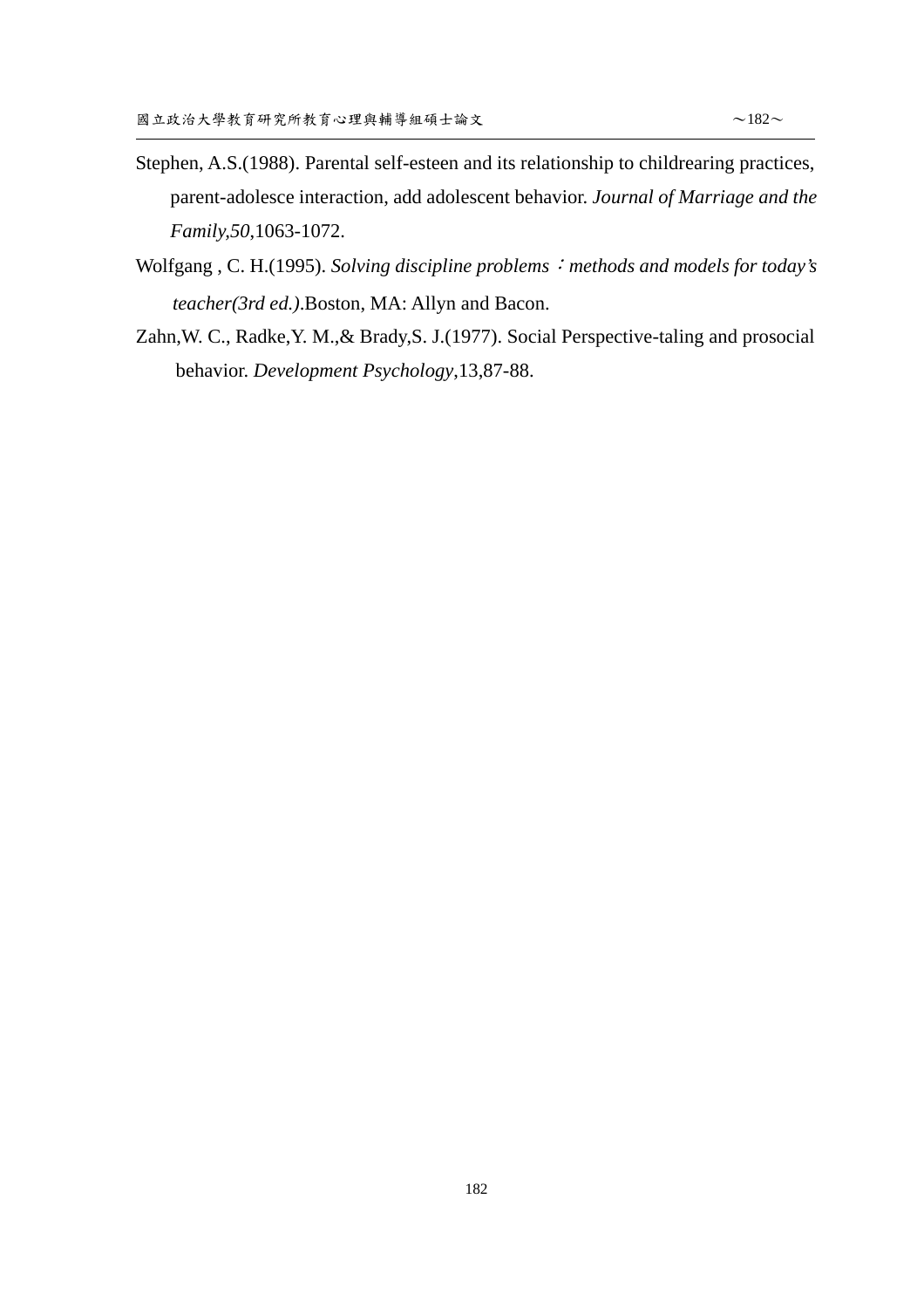Stephen, A.S.(1988). Parental self-esteen and its relationship to childrearing practices, parent-adolesce interaction, add adolescent behavior. *Journal of Marriage and the Family,50*,1063-1072.

Wolfgang , C. H.(1995). *Solving discipline problems：methods and models for today's teacher(3rd ed.)*.Boston, MA: Allyn and Bacon.

Zahn,W. C., Radke,Y. M.,& Brady,S. J.(1977). Social Perspective-taling and prosocial behavior. *Development Psychology*,13,87-88.